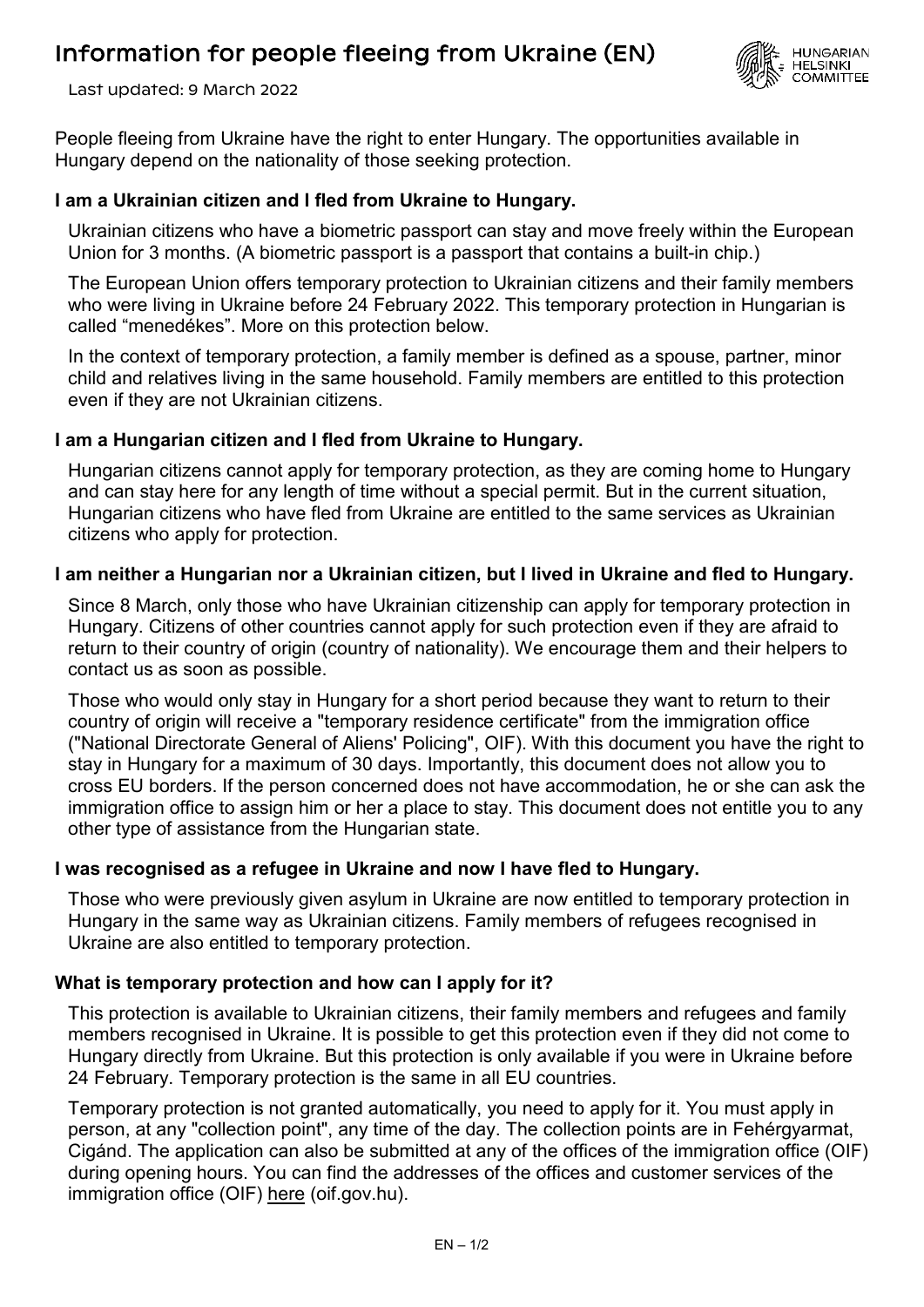# Information for people fleeing from Ukraine (EN)

Last updated: 9 March 2022

People fleeing from Ukraine have the right to enter Hungary. The opportunities available in Hungary depend on the nationality of those seeking protection.

### I am a Ukrainian citizen and I fled from Ukraine to Hungary.

Ukrainian citizens who have a biometric passport can stay and move freely within the European Union for 3 months. (A biometric passport is a passport that contains a built-in chip.)

The European Union offers temporary protection to Ukrainian citizens and their family members who were living in Ukraine before 24 February 2022. This temporary protection in Hungarian is called "menedékes". More on this protection below.

In the context of temporary protection, a family member is defined as a spouse, partner, minor child and relatives living in the same household. Family members are entitled to this protection even if they are not Ukrainian citizens.

### I am a Hungarian citizen and I fled from Ukraine to Hungary.

Hungarian citizens cannot apply for temporary protection, as they are coming home to Hungary and can stay here for any length of time without a special permit. But in the current situation, Hungarian citizens who have fled from Ukraine are entitled to the same services as Ukrainian citizens who apply for protection.

### I am neither a Hungarian nor a Ukrainian citizen, but I lived in Ukraine and fled to Hungary.

Since 8 March, only those who have Ukrainian citizenship can apply for temporary protection in Hungary. Citizens of other countries cannot apply for such protection even if they are afraid to return to their country of origin (country of nationality). We encourage them and their helpers to contact us as soon as possible.

Those who would only stay in Hungary for a short period because they want to return to their country of origin will receive a "temporary residence certificate" from the immigration office ("National Directorate General of Aliens' Policing", OIF). With this document you have the right to stay in Hungary for a maximum of 30 days. Importantly, this document does not allow you to cross EU borders. If the person concerned does not have accommodation, he or she can ask the immigration office to assign him or her a place to stay. This document does not entitle you to any other type of assistance from the Hungarian state.

### I was recognised as a refugee in Ukraine and now I have fled to Hungary.

Those who were previously given asylum in Ukraine are now entitled to temporary protection in Hungary in the same way as Ukrainian citizens. Family members of refugees recognised in Ukraine are also entitled to temporary protection.

### What is temporary protection and how can I apply for it?

This protection is available to Ukrainian citizens, their family members and refugees and family members recognised in Ukraine. It is possible to get this protection even if they did not come to Hungary directly from Ukraine. But this protection is only available if you were in Ukraine before 24 February. Temporary protection is the same in all EU countries.

Temporary protection is not granted automatically, you need to apply for it. You must apply in person, at any "collection point", any time of the day. The collection points are in Fehérgyarmat, Cigánd. The application can also be submitted at any of the offices of the immigration office (OIF) during opening hours. You can find the addresses of the offices and customer services of the immigration office (OIF) here (oif.gov.hu).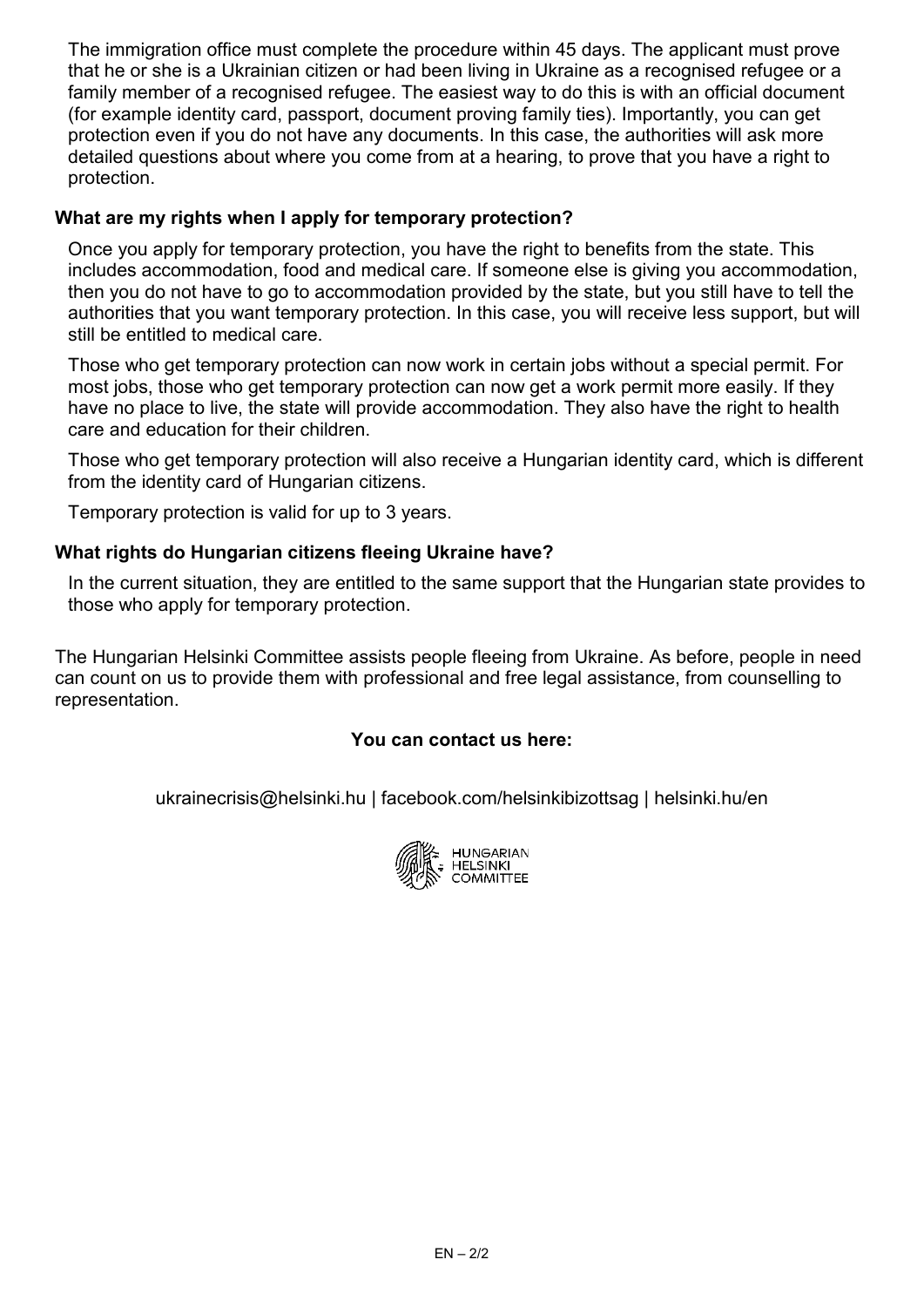The immigration office must complete the procedure within 45 days. The applicant must prove that he or she is a Ukrainian citizen or had been living in Ukraine as a recognised refugee or a family member of a recognised refugee. The easiest way to do this is with an official document (for example identity card, passport, document proving family ties). Importantly, you can get protection even if you do not have any documents. In this case, the authorities will ask more detailed questions about where you come from at a hearing, to prove that you have a right to protection.

### What are my rights when I apply for temporary protection?

Once you apply for temporary protection, you have the right to benefits from the state. This includes accommodation, food and medical care. If someone else is giving you accommodation, then you do not have to go to accommodation provided by the state, but you still have to tell the authorities that you want temporary protection. In this case, you will receive less support, but will still be entitled to medical care.

Those who get temporary protection can now work in certain jobs without a special permit. For most jobs, those who get temporary protection can now get a work permit more easily. If they have no place to live, the state will provide accommodation. They also have the right to health care and education for their children.

Those who get temporary protection will also receive a Hungarian identity card, which is different from the identity card of Hungarian citizens.

Temporary protection is valid for up to 3 years.

### What rights do Hungarian citizens fleeing Ukraine have?

In the current situation, they are entitled to the same support that the Hungarian state provides to those who apply for temporary protection.

The Hungarian Helsinki Committee assists people fleeing from Ukraine. As before, people in need can count on us to provide them with professional and free legal assistance, from counselling to representation.

**You can contact us here:**

ukrainecrisis@helsinki.hu | facebook.com/helsinkibizottsag | helsinki.hu/en

HUNGARIAN HELSINKI COMMITTEE